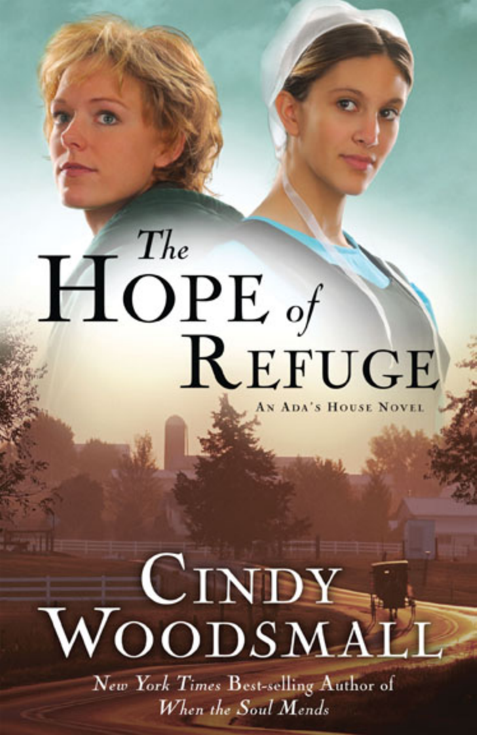# The Hope of Refuge

An Ada's House Novel

Cindy Woodsmall

*New York Times* Best-selling Author of *When the Soul Mends*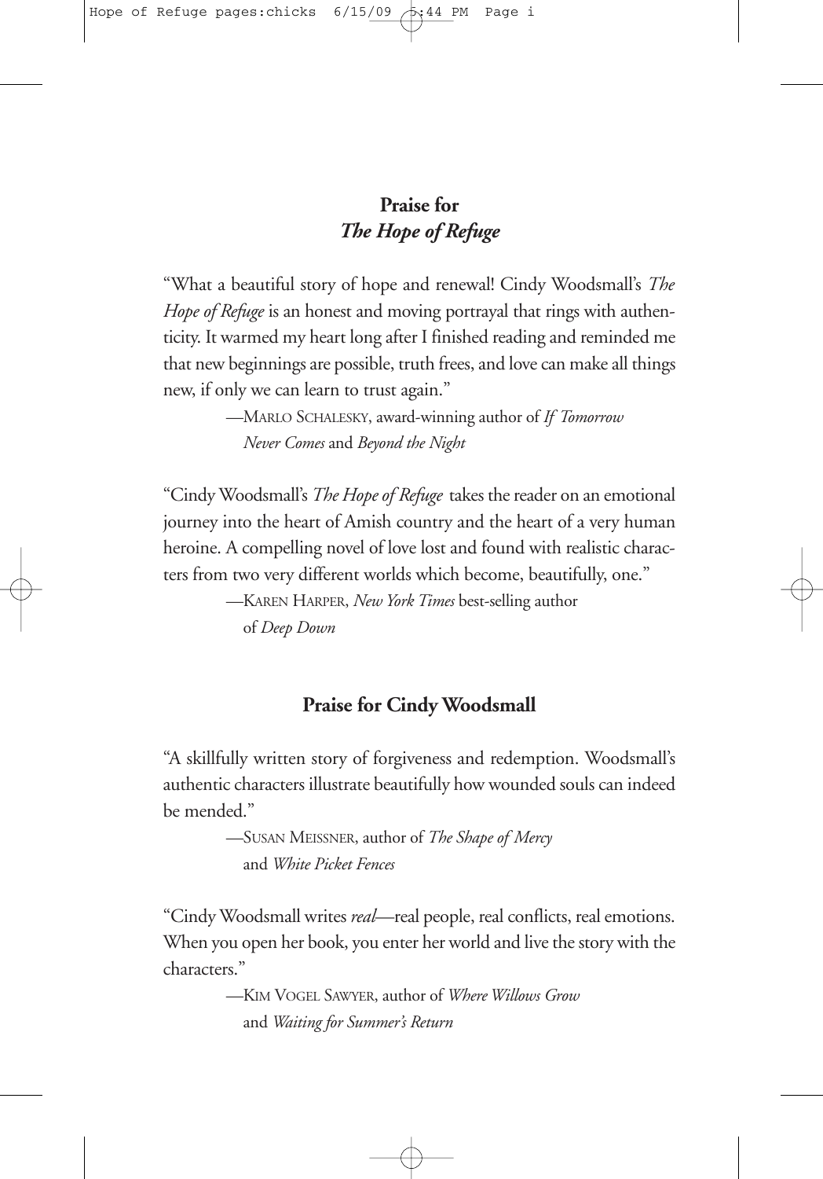## Praise for
## *The Hope of Refuge*

"What a beautiful story of hope and renewal! Cindy Woodsmall's *The Hope of Refuge* is an honest and moving portrayal that rings with authenticity. It warmed my heart long after I finished reading and reminded me that new beginnings are possible, truth frees, and love can make all things new, if only we can learn to trust again."

—MARLO SCHALESKY, award-winning author of *If Tomorrow Never Comes* and *Beyond the Night*

"Cindy Woodsmall's *The Hope of Refuge* takes the reader on an emotional journey into the heart of Amish country and the heart of a very human heroine. A compelling novel of love lost and found with realistic characters from two very different worlds which become, beautifully, one."

—KAREN HARPER, *New York Times* best-selling author of *Deep Down*

## Praise for Cindy Woodsmall

"A skillfully written story of forgiveness and redemption. Woodsmall's authentic characters illustrate beautifully how wounded souls can indeed be mended."

—SUSAN MEISSNER, author of *The Shape of Mercy* and *White Picket Fences*

"Cindy Woodsmall writes *real*—real people, real conflicts, real emotions. When you open her book, you enter her world and live the story with the characters."

—KIM VOGEL SAWYER, author of *Where Willows Grow* and *Waiting for Summer's Return*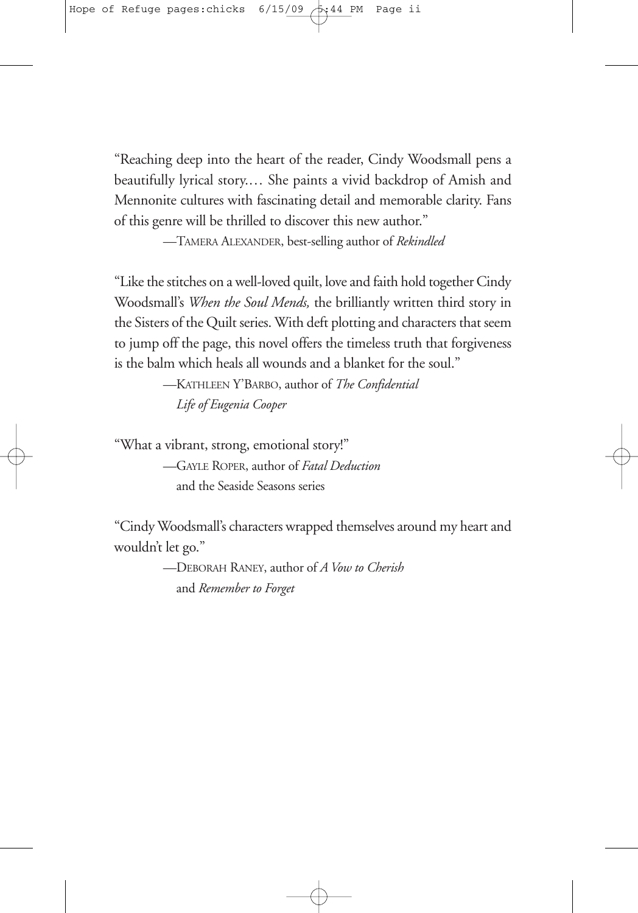"Reaching deep into the heart of the reader, Cindy Woodsmall pens a beautifully lyrical story.… She paints a vivid backdrop of Amish and Mennonite cultures with fascinating detail and memorable clarity. Fans of this genre will be thrilled to discover this new author."

—TAMERA ALEXANDER, best-selling author of *Rekindled*

"Like the stitches on a well-loved quilt, love and faith hold together Cindy Woodsmall's *When the Soul Mends,* the brilliantly written third story in the Sisters of the Quilt series. With deft plotting and characters that seem to jump off the page, this novel offers the timeless truth that forgiveness is the balm which heals all wounds and a blanket for the soul."

—KATHLEEN Y'BARBO, author of *The Confidential Life of Eugenia Cooper*

"What a vibrant, strong, emotional story!"

—GAYLE ROPER, author of *Fatal Deduction* and the Seaside Seasons series

"Cindy Woodsmall's characters wrapped themselves around my heart and wouldn't let go."

—DEBORAH RANEY, author of *A Vow to Cherish* and *Remember to Forget*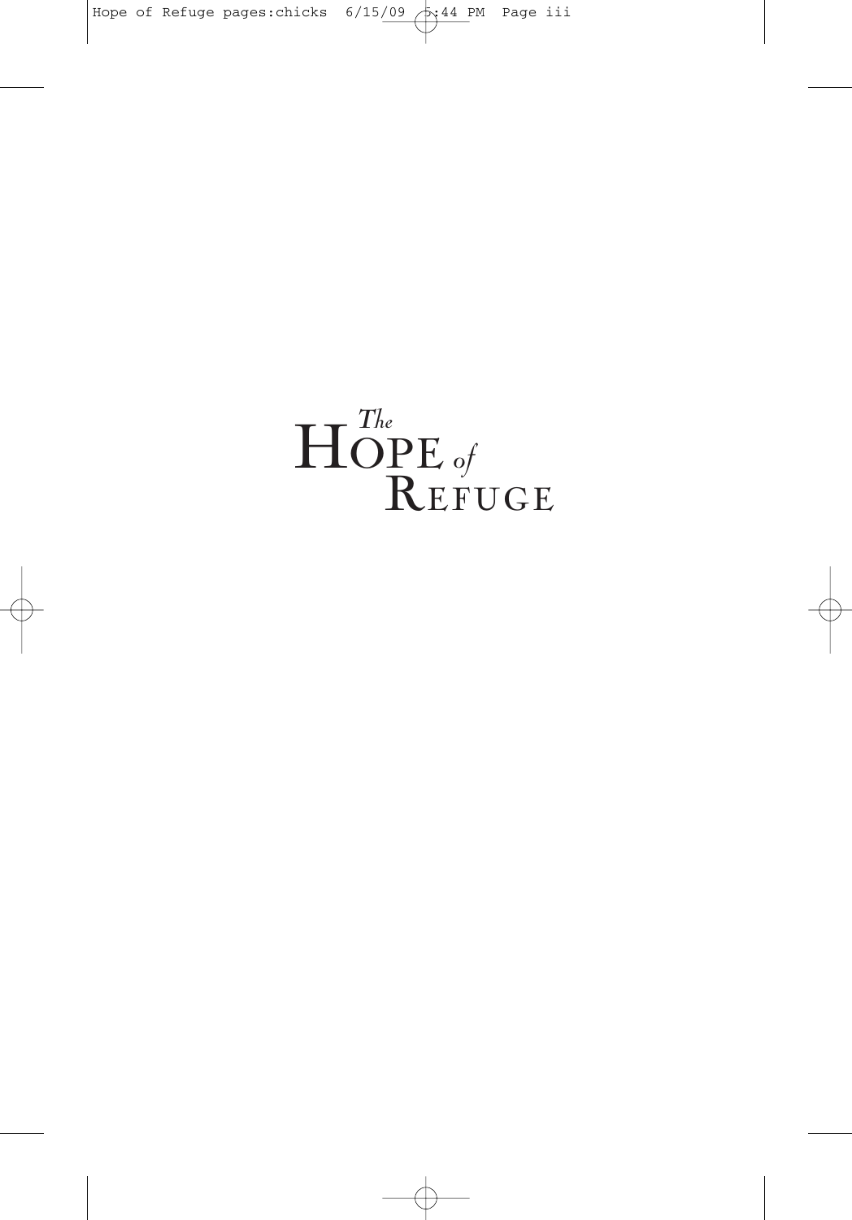# The Hope of Refuge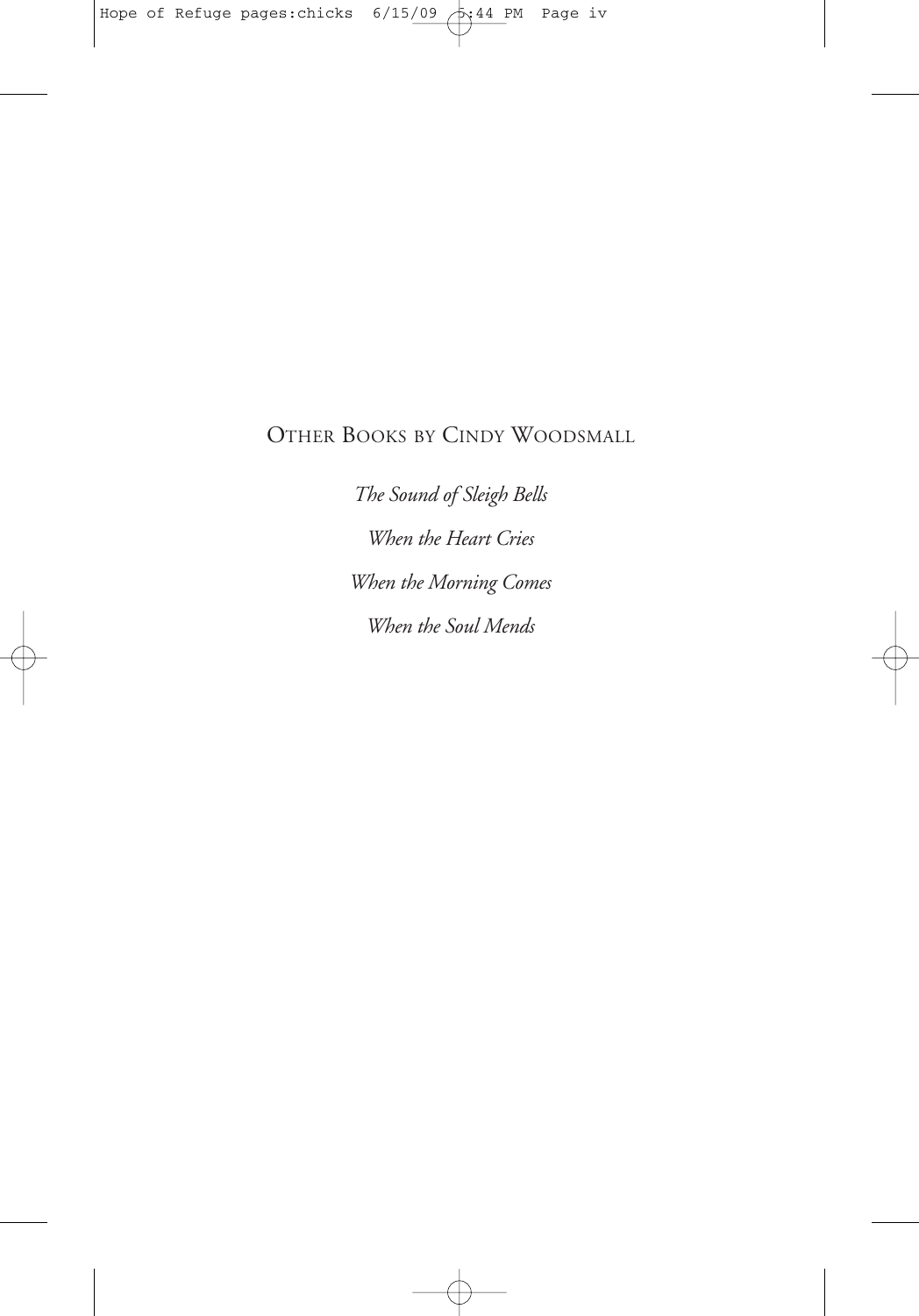OTHER BOOKS BY CINDY WOODSMALL

*The Sound of Sleigh Bells*

*When the Heart Cries*

*When the Morning Comes*

*When the Soul Mends*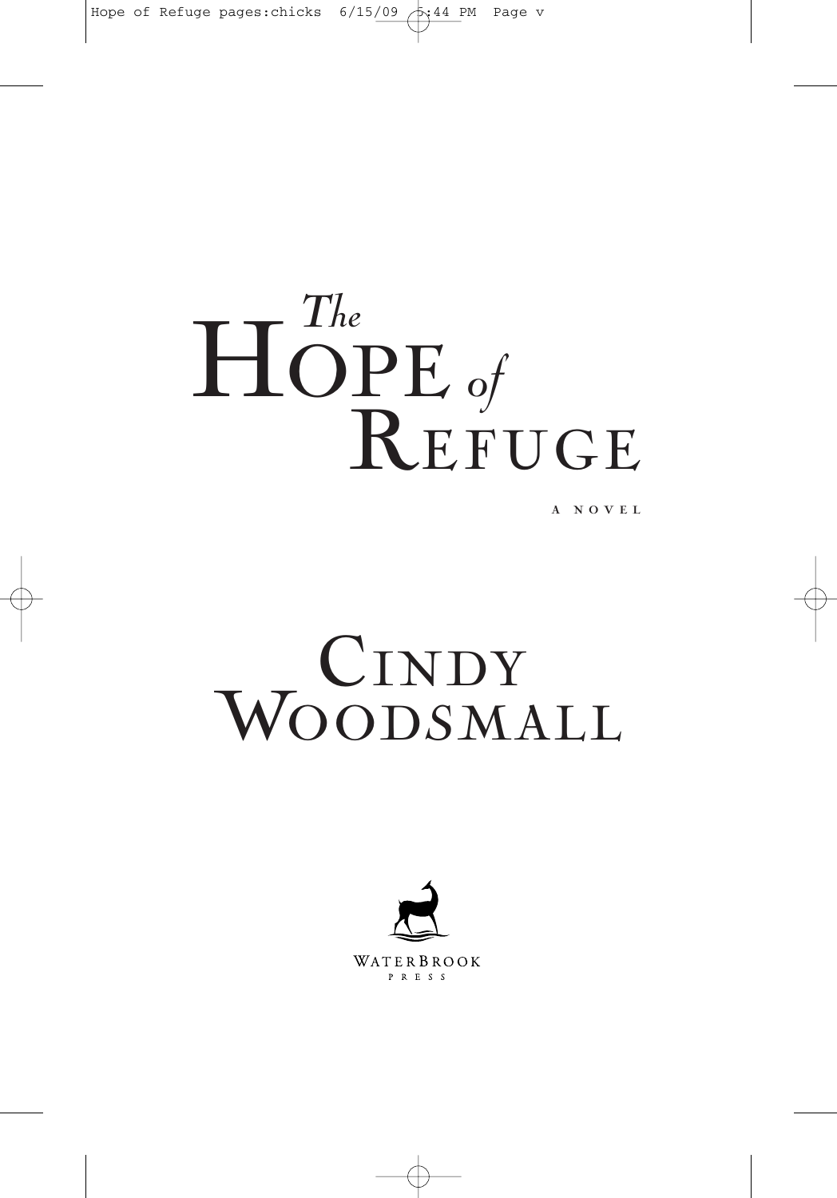# *The* HOPE *of* REFUGE

A NOVEL

## CINDY WOODSMALL

WATERBROOK PRESS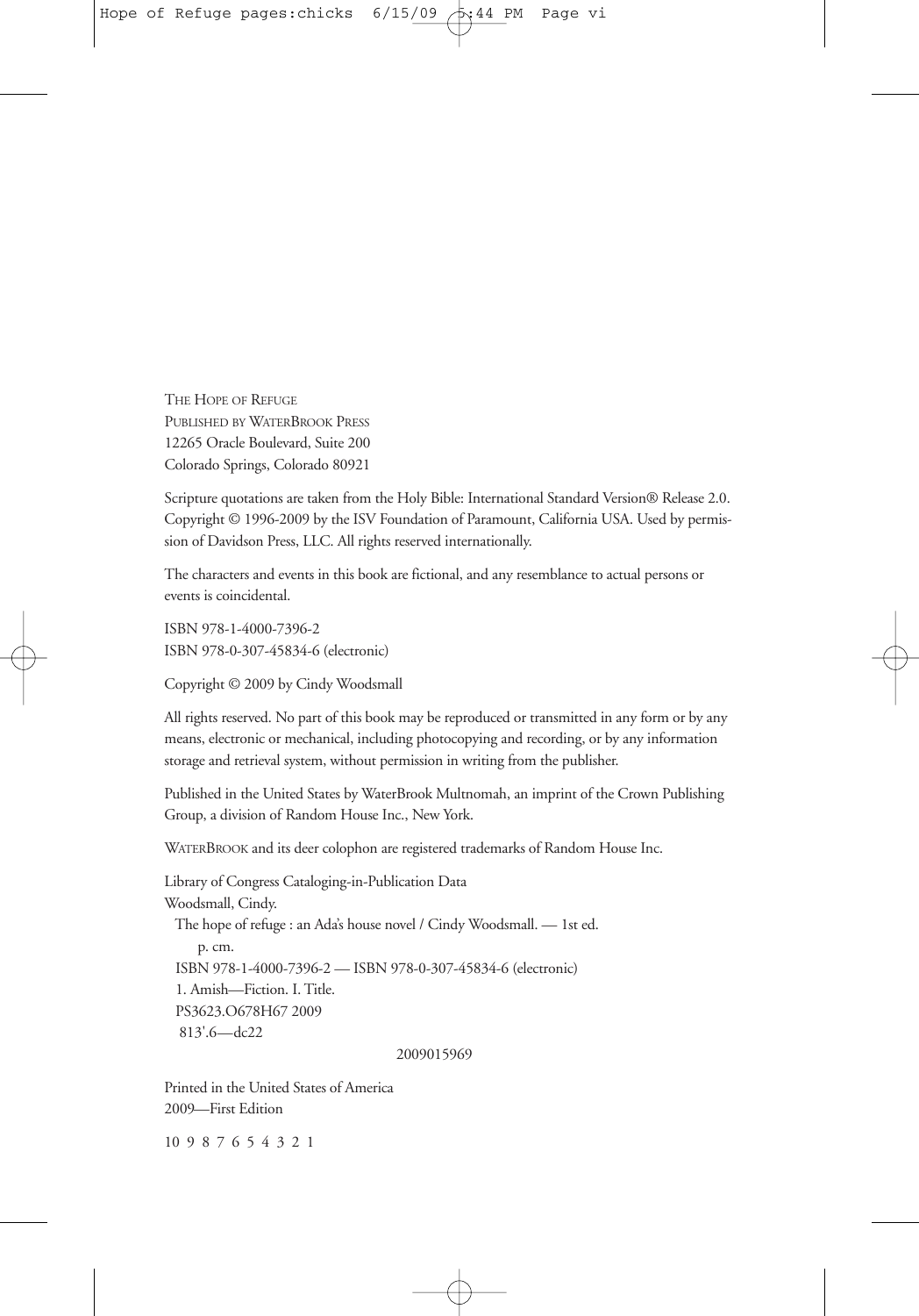THE HOPE OF REFUGE
PUBLISHED BY WATERBROOK PRESS
12265 Oracle Boulevard, Suite 200
Colorado Springs, Colorado 80921

Scripture quotations are taken from the Holy Bible: International Standard Version® Release 2.0. Copyright © 1996-2009 by the ISV Foundation of Paramount, California USA. Used by permission of Davidson Press, LLC. All rights reserved internationally.

The characters and events in this book are fictional, and any resemblance to actual persons or events is coincidental.

ISBN 978-1-4000-7396-2
ISBN 978-0-307-45834-6 (electronic)

Copyright © 2009 by Cindy Woodsmall

All rights reserved. No part of this book may be reproduced or transmitted in any form or by any means, electronic or mechanical, including photocopying and recording, or by any information storage and retrieval system, without permission in writing from the publisher.

Published in the United States by WaterBrook Multnomah, an imprint of the Crown Publishing Group, a division of Random House Inc., New York.

WATERBROOK and its deer colophon are registered trademarks of Random House Inc.

Library of Congress Cataloging-in-Publication Data
Woodsmall, Cindy.
The hope of refuge : an Ada's house novel / Cindy Woodsmall. — 1st ed.
p. cm.
ISBN 978-1-4000-7396-2 — ISBN 978-0-307-45834-6 (electronic)
1. Amish—Fiction. I. Title.
PS3623.O678H67 2009
813'.6—dc22

2009015969

Printed in the United States of America
2009—First Edition

10 9 8 7 6 5 4 3 2 1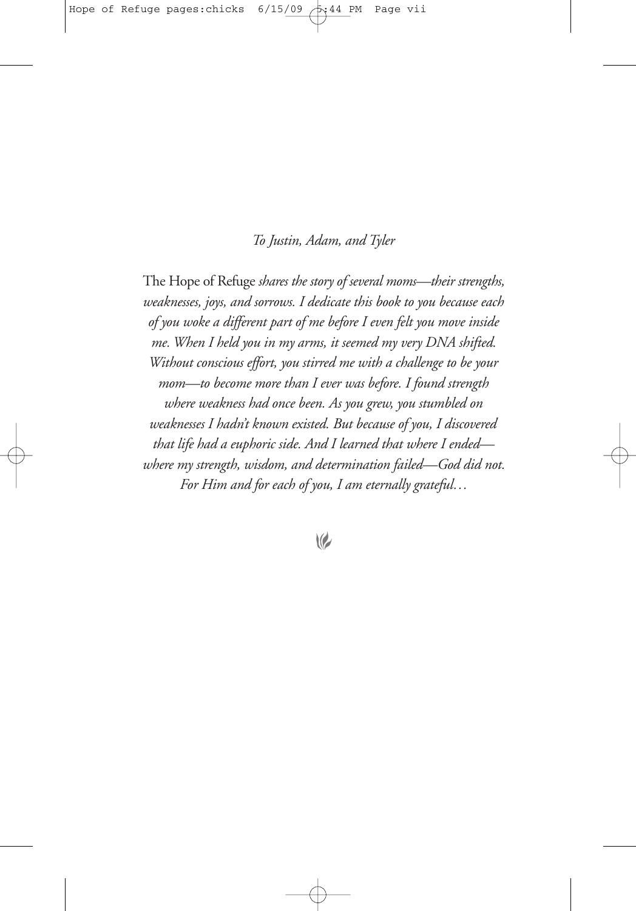*To Justin, Adam, and Tyler*

The Hope of Refuge *shares the story of several moms—their strengths, weaknesses, joys, and sorrows. I dedicate this book to you because each of you woke a different part of me before I even felt you move inside me. When I held you in my arms, it seemed my very DNA shifted. Without conscious effort, you stirred me with a challenge to be your mom—to become more than I ever was before. I found strength where weakness had once been. As you grew, you stumbled on weaknesses I hadn't known existed. But because of you, I discovered that life had a euphoric side. And I learned that where I ended—where my strength, wisdom, and determination failed—God did not. For Him and for each of you, I am eternally grateful…*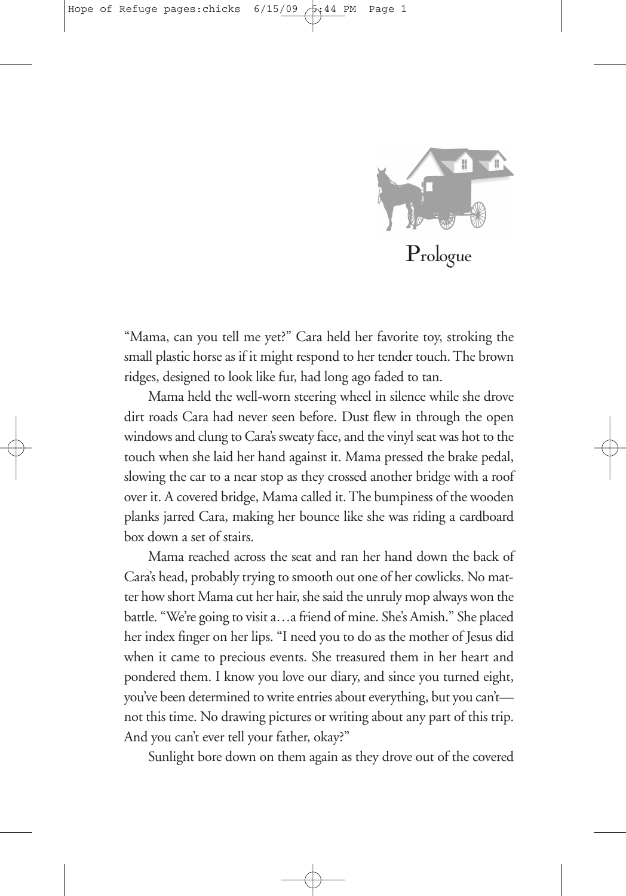# Prologue

"Mama, can you tell me yet?" Cara held her favorite toy, stroking the small plastic horse as if it might respond to her tender touch. The brown ridges, designed to look like fur, had long ago faded to tan.

Mama held the well-worn steering wheel in silence while she drove dirt roads Cara had never seen before. Dust flew in through the open windows and clung to Cara's sweaty face, and the vinyl seat was hot to the touch when she laid her hand against it. Mama pressed the brake pedal, slowing the car to a near stop as they crossed another bridge with a roof over it. A covered bridge, Mama called it. The bumpiness of the wooden planks jarred Cara, making her bounce like she was riding a cardboard box down a set of stairs.

Mama reached across the seat and ran her hand down the back of Cara's head, probably trying to smooth out one of her cowlicks. No matter how short Mama cut her hair, she said the unruly mop always won the battle. "We're going to visit a…a friend of mine. She's Amish." She placed her index finger on her lips. "I need you to do as the mother of Jesus did when it came to precious events. She treasured them in her heart and pondered them. I know you love our diary, and since you turned eight, you've been determined to write entries about everything, but you can't—not this time. No drawing pictures or writing about any part of this trip. And you can't ever tell your father, okay?"

Sunlight bore down on them again as they drove out of the covered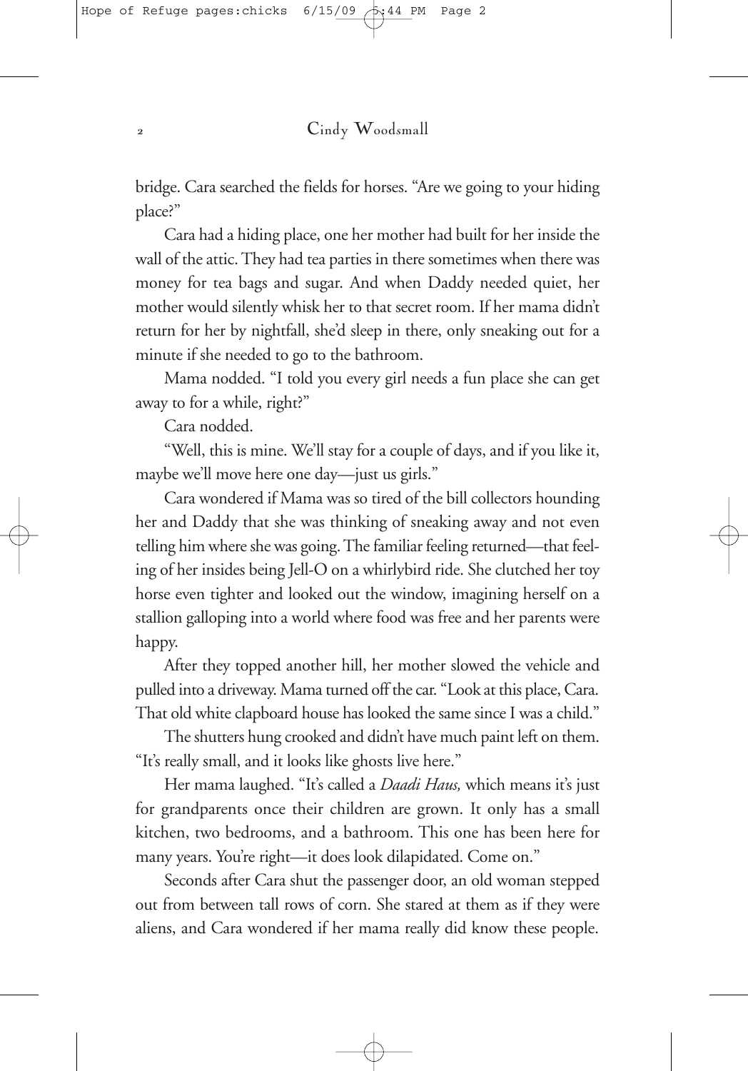bridge. Cara searched the fields for horses. "Are we going to your hiding place?"

Cara had a hiding place, one her mother had built for her inside the wall of the attic. They had tea parties in there sometimes when there was money for tea bags and sugar. And when Daddy needed quiet, her mother would silently whisk her to that secret room. If her mama didn't return for her by nightfall, she'd sleep in there, only sneaking out for a minute if she needed to go to the bathroom.

Mama nodded. "I told you every girl needs a fun place she can get away to for a while, right?"

Cara nodded.

"Well, this is mine. We'll stay for a couple of days, and if you like it, maybe we'll move here one day—just us girls."

Cara wondered if Mama was so tired of the bill collectors hounding her and Daddy that she was thinking of sneaking away and not even telling him where she was going. The familiar feeling returned—that feeling of her insides being Jell-O on a whirlybird ride. She clutched her toy horse even tighter and looked out the window, imagining herself on a stallion galloping into a world where food was free and her parents were happy.

After they topped another hill, her mother slowed the vehicle and pulled into a driveway. Mama turned off the car. "Look at this place, Cara. That old white clapboard house has looked the same since I was a child."

The shutters hung crooked and didn't have much paint left on them. "It's really small, and it looks like ghosts live here."

Her mama laughed. "It's called a *Daadi Haus,* which means it's just for grandparents once their children are grown. It only has a small kitchen, two bedrooms, and a bathroom. This one has been here for many years. You're right—it does look dilapidated. Come on."

Seconds after Cara shut the passenger door, an old woman stepped out from between tall rows of corn. She stared at them as if they were aliens, and Cara wondered if her mama really did know these people.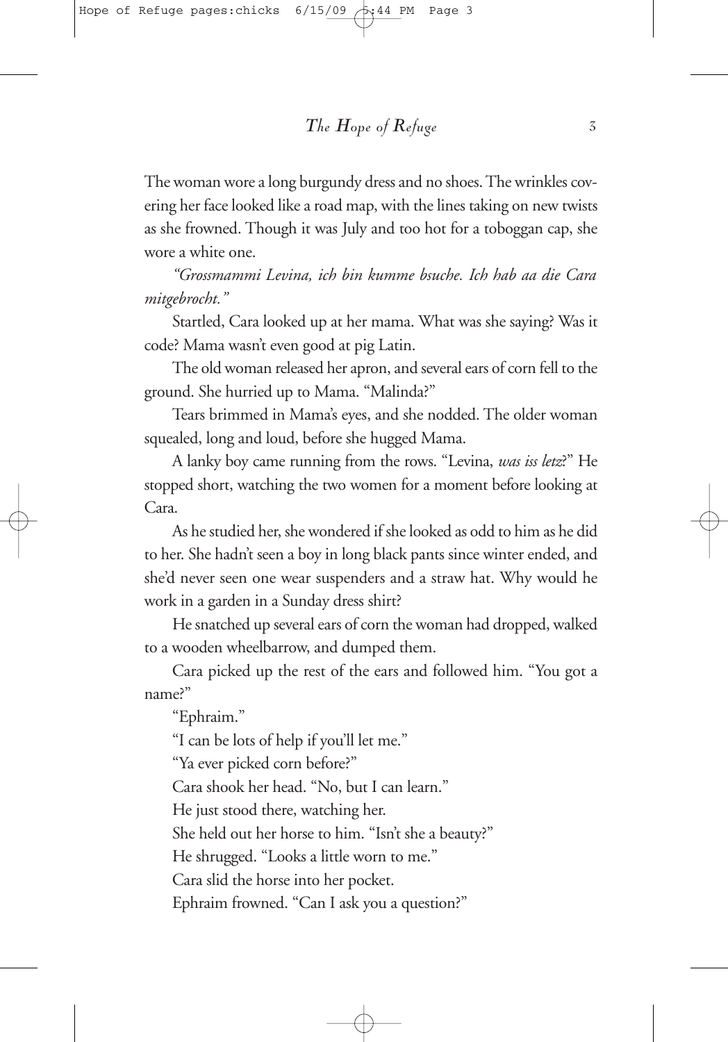The woman wore a long burgundy dress and no shoes. The wrinkles covering her face looked like a road map, with the lines taking on new twists as she frowned. Though it was July and too hot for a toboggan cap, she wore a white one.

*"Grossmammi Levina, ich bin kumme bsuche. Ich hab aa die Cara mitgebrocht."*

Startled, Cara looked up at her mama. What was she saying? Was it code? Mama wasn't even good at pig Latin.

The old woman released her apron, and several ears of corn fell to the ground. She hurried up to Mama. "Malinda?"

Tears brimmed in Mama's eyes, and she nodded. The older woman squealed, long and loud, before she hugged Mama.

A lanky boy came running from the rows. "Levina, *was iss letz*?" He stopped short, watching the two women for a moment before looking at Cara.

As he studied her, she wondered if she looked as odd to him as he did to her. She hadn't seen a boy in long black pants since winter ended, and she'd never seen one wear suspenders and a straw hat. Why would he work in a garden in a Sunday dress shirt?

He snatched up several ears of corn the woman had dropped, walked to a wooden wheelbarrow, and dumped them.

Cara picked up the rest of the ears and followed him. "You got a name?"

"Ephraim."

"I can be lots of help if you'll let me."

"Ya ever picked corn before?"

Cara shook her head. "No, but I can learn."

He just stood there, watching her.

She held out her horse to him. "Isn't she a beauty?"

He shrugged. "Looks a little worn to me."

Cara slid the horse into her pocket.

Ephraim frowned. "Can I ask you a question?"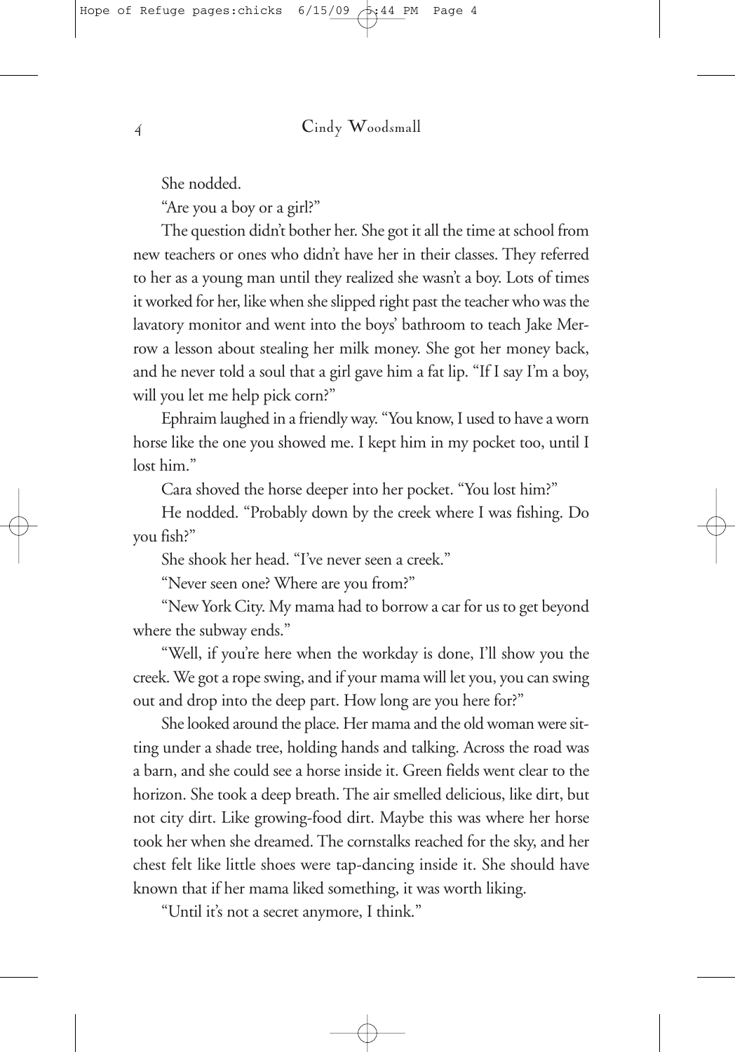She nodded.

"Are you a boy or a girl?"

The question didn't bother her. She got it all the time at school from new teachers or ones who didn't have her in their classes. They referred to her as a young man until they realized she wasn't a boy. Lots of times it worked for her, like when she slipped right past the teacher who was the lavatory monitor and went into the boys' bathroom to teach Jake Merrow a lesson about stealing her milk money. She got her money back, and he never told a soul that a girl gave him a fat lip. "If I say I'm a boy, will you let me help pick corn?"

Ephraim laughed in a friendly way. "You know, I used to have a worn horse like the one you showed me. I kept him in my pocket too, until I lost him."

Cara shoved the horse deeper into her pocket. "You lost him?"

He nodded. "Probably down by the creek where I was fishing. Do you fish?"

She shook her head. "I've never seen a creek."

"Never seen one? Where are you from?"

"New York City. My mama had to borrow a car for us to get beyond where the subway ends."

"Well, if you're here when the workday is done, I'll show you the creek. We got a rope swing, and if your mama will let you, you can swing out and drop into the deep part. How long are you here for?"

She looked around the place. Her mama and the old woman were sitting under a shade tree, holding hands and talking. Across the road was a barn, and she could see a horse inside it. Green fields went clear to the horizon. She took a deep breath. The air smelled delicious, like dirt, but not city dirt. Like growing-food dirt. Maybe this was where her horse took her when she dreamed. The cornstalks reached for the sky, and her chest felt like little shoes were tap-dancing inside it. She should have known that if her mama liked something, it was worth liking.

"Until it's not a secret anymore, I think."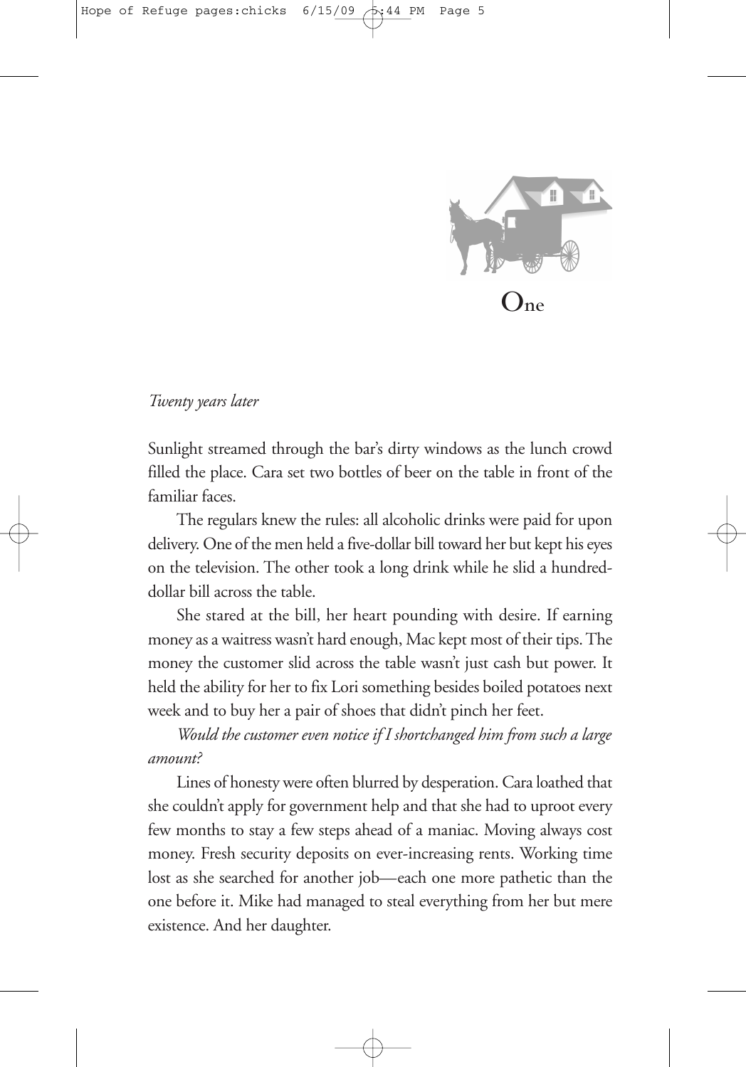# One

*Twenty years later*

Sunlight streamed through the bar's dirty windows as the lunch crowd filled the place. Cara set two bottles of beer on the table in front of the familiar faces.

The regulars knew the rules: all alcoholic drinks were paid for upon delivery. One of the men held a five-dollar bill toward her but kept his eyes on the television. The other took a long drink while he slid a hundred-dollar bill across the table.

She stared at the bill, her heart pounding with desire. If earning money as a waitress wasn't hard enough, Mac kept most of their tips. The money the customer slid across the table wasn't just cash but power. It held the ability for her to fix Lori something besides boiled potatoes next week and to buy her a pair of shoes that didn't pinch her feet.

*Would the customer even notice if I shortchanged him from such a large amount?*

Lines of honesty were often blurred by desperation. Cara loathed that she couldn't apply for government help and that she had to uproot every few months to stay a few steps ahead of a maniac. Moving always cost money. Fresh security deposits on ever-increasing rents. Working time lost as she searched for another job—each one more pathetic than the one before it. Mike had managed to steal everything from her but mere existence. And her daughter.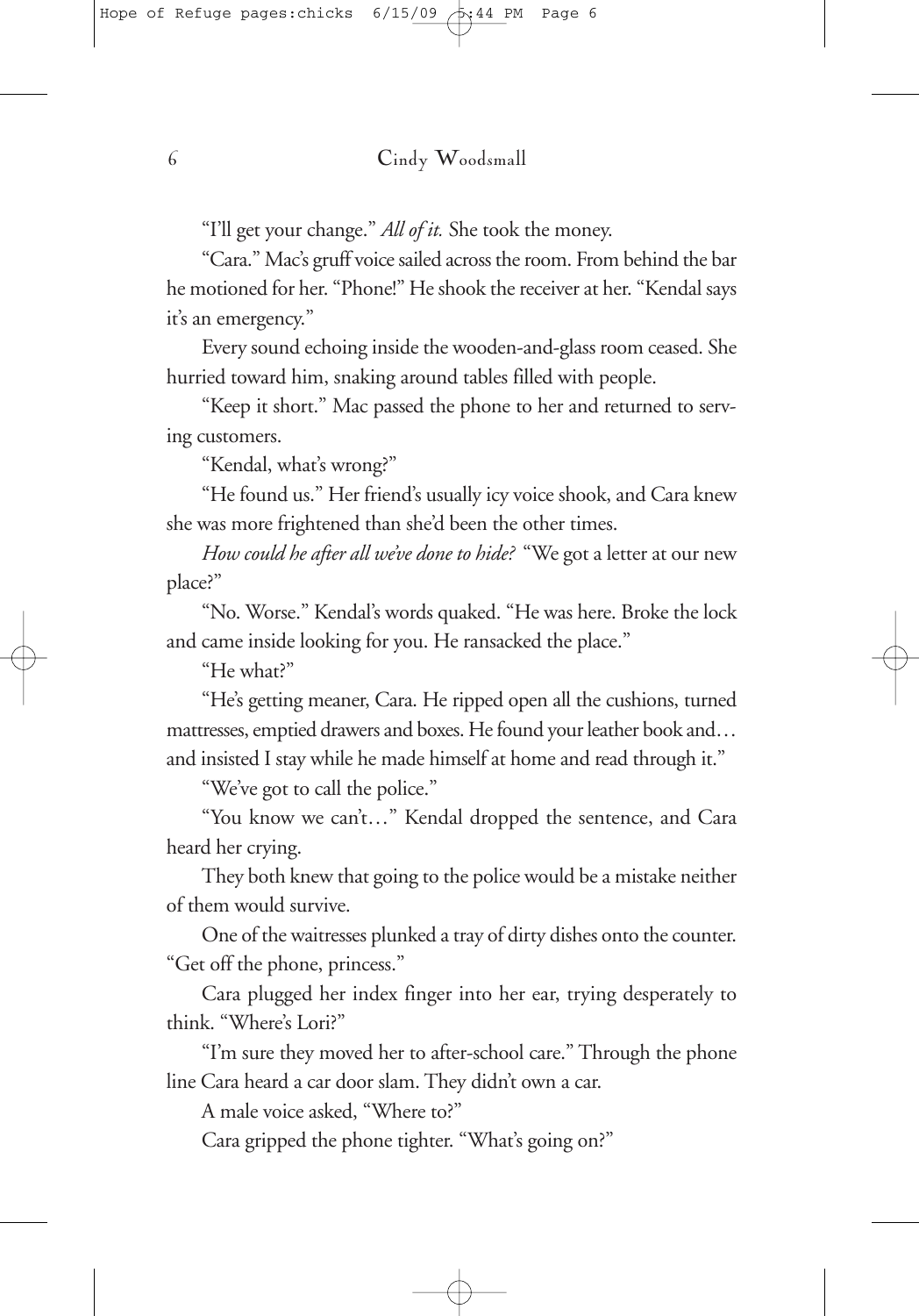"I'll get your change." *All of it.* She took the money.

"Cara." Mac's gruff voice sailed across the room. From behind the bar he motioned for her. "Phone!" He shook the receiver at her. "Kendal says it's an emergency."

Every sound echoing inside the wooden-and-glass room ceased. She hurried toward him, snaking around tables filled with people.

"Keep it short." Mac passed the phone to her and returned to serving customers.

"Kendal, what's wrong?"

"He found us." Her friend's usually icy voice shook, and Cara knew she was more frightened than she'd been the other times.

*How could he after all we've done to hide?* "We got a letter at our new place?"

"No. Worse." Kendal's words quaked. "He was here. Broke the lock and came inside looking for you. He ransacked the place."

"He what?"

"He's getting meaner, Cara. He ripped open all the cushions, turned mattresses, emptied drawers and boxes. He found your leather book and… and insisted I stay while he made himself at home and read through it."

"We've got to call the police."

"You know we can't…" Kendal dropped the sentence, and Cara heard her crying.

They both knew that going to the police would be a mistake neither of them would survive.

One of the waitresses plunked a tray of dirty dishes onto the counter. "Get off the phone, princess."

Cara plugged her index finger into her ear, trying desperately to think. "Where's Lori?"

"I'm sure they moved her to after-school care." Through the phone line Cara heard a car door slam. They didn't own a car.

A male voice asked, "Where to?"

Cara gripped the phone tighter. "What's going on?"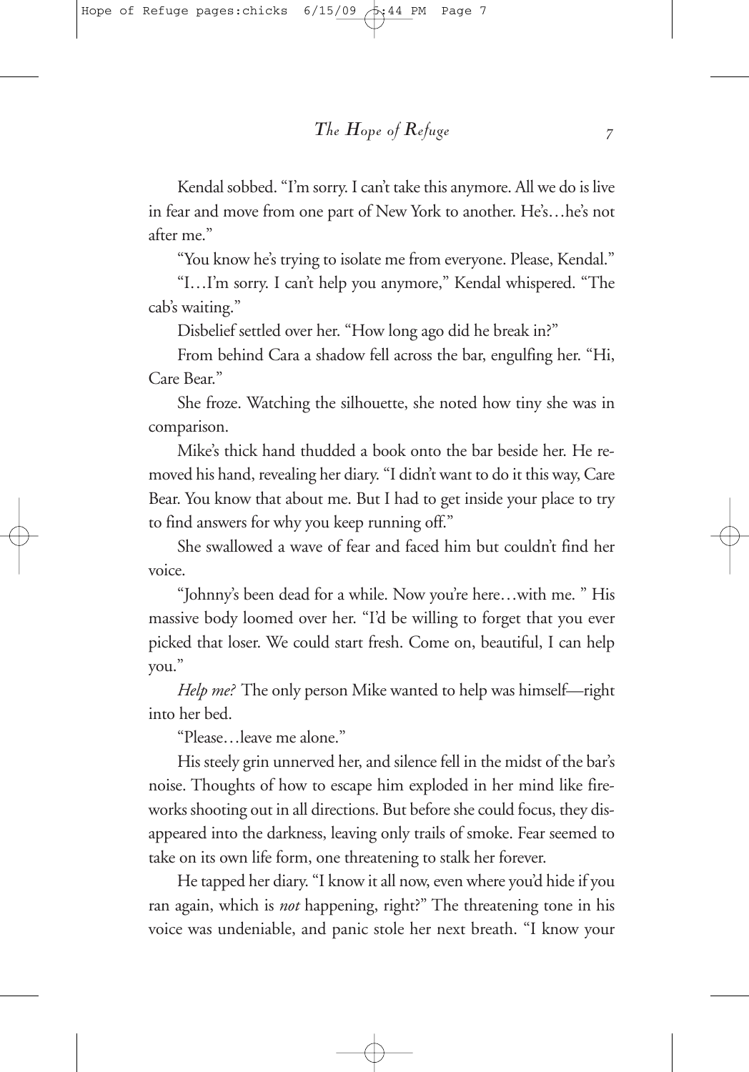Kendal sobbed. "I'm sorry. I can't take this anymore. All we do is live in fear and move from one part of New York to another. He's…he's not after me."

"You know he's trying to isolate me from everyone. Please, Kendal."

"I…I'm sorry. I can't help you anymore," Kendal whispered. "The cab's waiting."

Disbelief settled over her. "How long ago did he break in?"

From behind Cara a shadow fell across the bar, engulfing her. "Hi, Care Bear."

She froze. Watching the silhouette, she noted how tiny she was in comparison.

Mike's thick hand thudded a book onto the bar beside her. He removed his hand, revealing her diary. "I didn't want to do it this way, Care Bear. You know that about me. But I had to get inside your place to try to find answers for why you keep running off."

She swallowed a wave of fear and faced him but couldn't find her voice.

"Johnny's been dead for a while. Now you're here…with me. " His massive body loomed over her. "I'd be willing to forget that you ever picked that loser. We could start fresh. Come on, beautiful, I can help you."

*Help me?* The only person Mike wanted to help was himself—right into her bed.

"Please…leave me alone."

His steely grin unnerved her, and silence fell in the midst of the bar's noise. Thoughts of how to escape him exploded in her mind like fireworks shooting out in all directions. But before she could focus, they disappeared into the darkness, leaving only trails of smoke. Fear seemed to take on its own life form, one threatening to stalk her forever.

He tapped her diary. "I know it all now, even where you'd hide if you ran again, which is *not* happening, right?" The threatening tone in his voice was undeniable, and panic stole her next breath. "I know your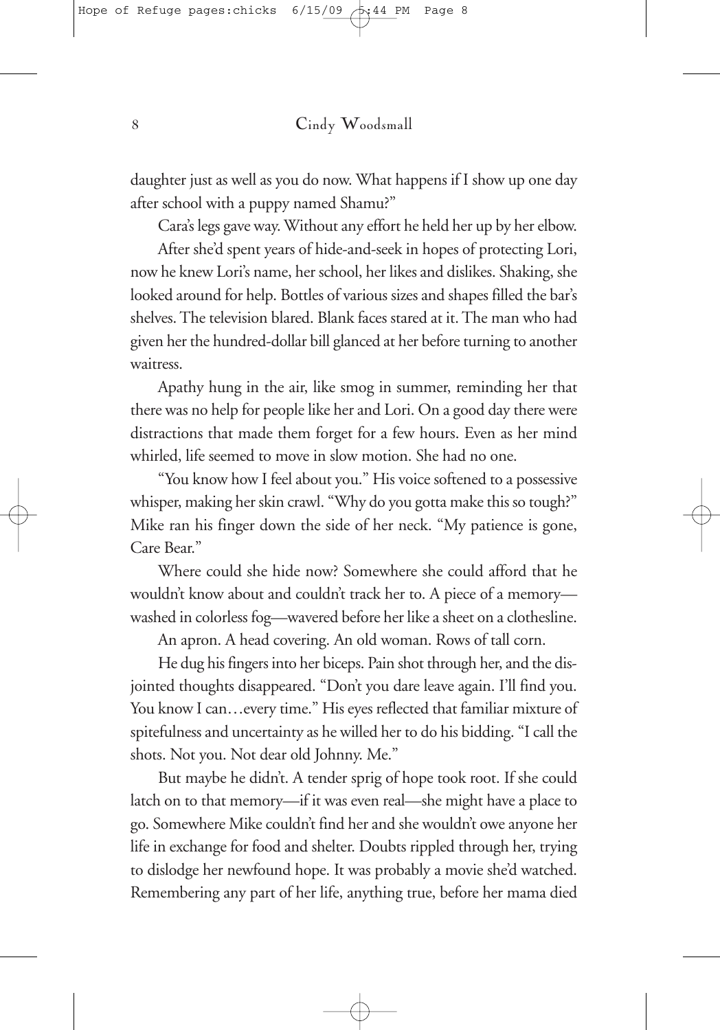daughter just as well as you do now. What happens if I show up one day after school with a puppy named Shamu?"

Cara's legs gave way. Without any effort he held her up by her elbow.

After she'd spent years of hide-and-seek in hopes of protecting Lori, now he knew Lori's name, her school, her likes and dislikes. Shaking, she looked around for help. Bottles of various sizes and shapes filled the bar's shelves. The television blared. Blank faces stared at it. The man who had given her the hundred-dollar bill glanced at her before turning to another waitress.

Apathy hung in the air, like smog in summer, reminding her that there was no help for people like her and Lori. On a good day there were distractions that made them forget for a few hours. Even as her mind whirled, life seemed to move in slow motion. She had no one.

"You know how I feel about you." His voice softened to a possessive whisper, making her skin crawl. "Why do you gotta make this so tough?" Mike ran his finger down the side of her neck. "My patience is gone, Care Bear."

Where could she hide now? Somewhere she could afford that he wouldn't know about and couldn't track her to. A piece of a memory—washed in colorless fog—wavered before her like a sheet on a clothesline.

An apron. A head covering. An old woman. Rows of tall corn.

He dug his fingers into her biceps. Pain shot through her, and the disjointed thoughts disappeared. "Don't you dare leave again. I'll find you. You know I can…every time." His eyes reflected that familiar mixture of spitefulness and uncertainty as he willed her to do his bidding. "I call the shots. Not you. Not dear old Johnny. Me."

But maybe he didn't. A tender sprig of hope took root. If she could latch on to that memory—if it was even real—she might have a place to go. Somewhere Mike couldn't find her and she wouldn't owe anyone her life in exchange for food and shelter. Doubts rippled through her, trying to dislodge her newfound hope. It was probably a movie she'd watched. Remembering any part of her life, anything true, before her mama died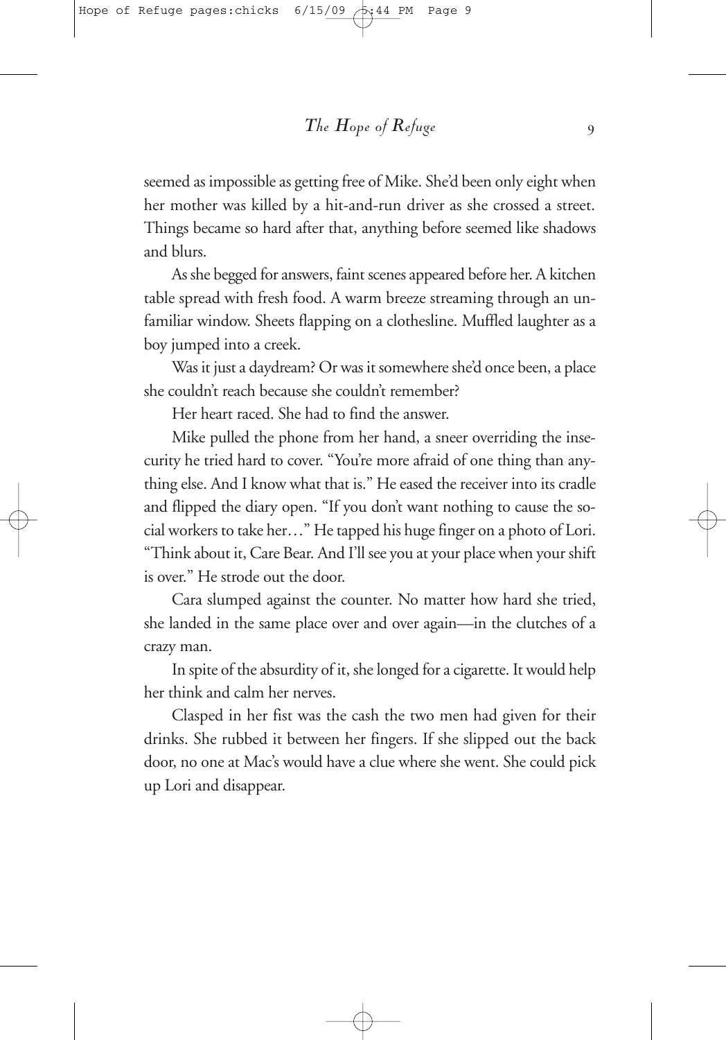seemed as impossible as getting free of Mike. She'd been only eight when her mother was killed by a hit-and-run driver as she crossed a street. Things became so hard after that, anything before seemed like shadows and blurs.

As she begged for answers, faint scenes appeared before her. A kitchen table spread with fresh food. A warm breeze streaming through an unfamiliar window. Sheets flapping on a clothesline. Muffled laughter as a boy jumped into a creek.

Was it just a daydream? Or was it somewhere she'd once been, a place she couldn't reach because she couldn't remember?

Her heart raced. She had to find the answer.

Mike pulled the phone from her hand, a sneer overriding the insecurity he tried hard to cover. "You're more afraid of one thing than anything else. And I know what that is." He eased the receiver into its cradle and flipped the diary open. "If you don't want nothing to cause the social workers to take her…" He tapped his huge finger on a photo of Lori. "Think about it, Care Bear. And I'll see you at your place when your shift is over." He strode out the door.

Cara slumped against the counter. No matter how hard she tried, she landed in the same place over and over again—in the clutches of a crazy man.

In spite of the absurdity of it, she longed for a cigarette. It would help her think and calm her nerves.

Clasped in her fist was the cash the two men had given for their drinks. She rubbed it between her fingers. If she slipped out the back door, no one at Mac's would have a clue where she went. She could pick up Lori and disappear.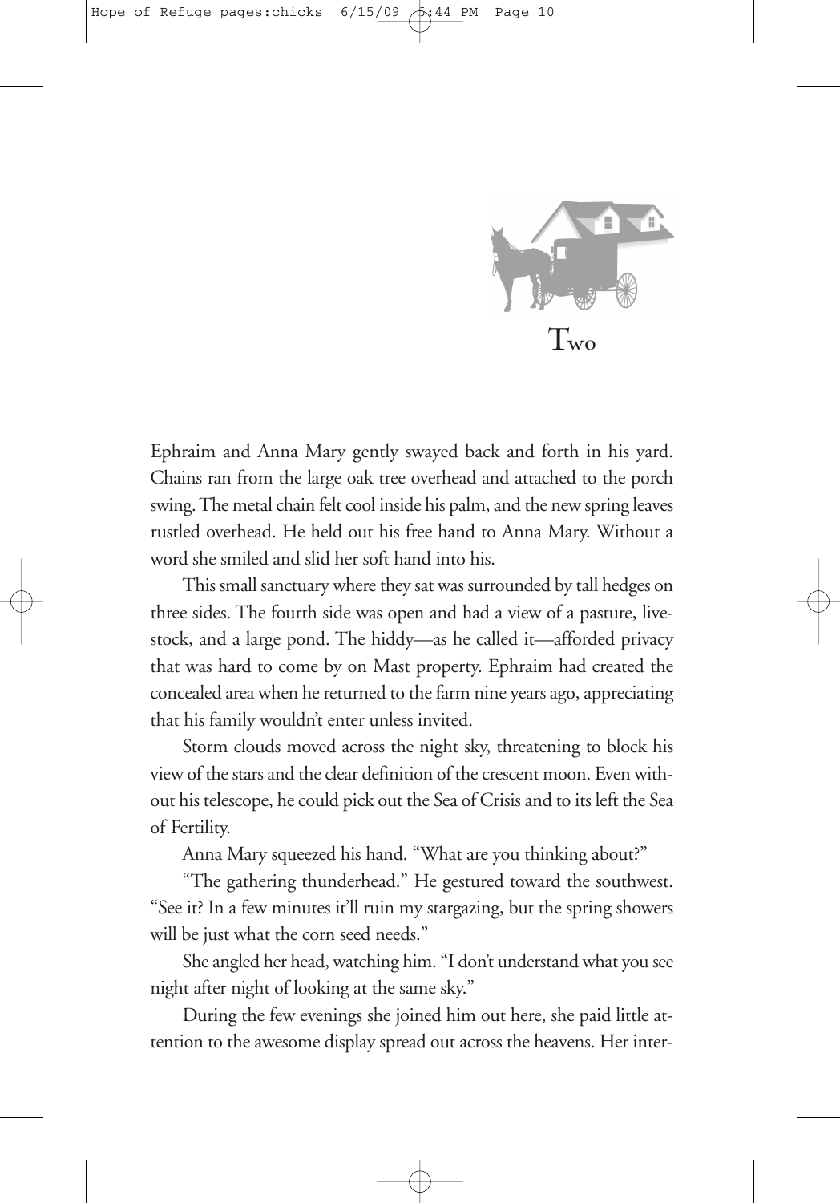# Two

Ephraim and Anna Mary gently swayed back and forth in his yard. Chains ran from the large oak tree overhead and attached to the porch swing. The metal chain felt cool inside his palm, and the new spring leaves rustled overhead. He held out his free hand to Anna Mary. Without a word she smiled and slid her soft hand into his.

This small sanctuary where they sat was surrounded by tall hedges on three sides. The fourth side was open and had a view of a pasture, livestock, and a large pond. The hiddy—as he called it—afforded privacy that was hard to come by on Mast property. Ephraim had created the concealed area when he returned to the farm nine years ago, appreciating that his family wouldn't enter unless invited.

Storm clouds moved across the night sky, threatening to block his view of the stars and the clear definition of the crescent moon. Even without his telescope, he could pick out the Sea of Crisis and to its left the Sea of Fertility.

Anna Mary squeezed his hand. "What are you thinking about?"

"The gathering thunderhead." He gestured toward the southwest. "See it? In a few minutes it'll ruin my stargazing, but the spring showers will be just what the corn seed needs."

She angled her head, watching him. "I don't understand what you see night after night of looking at the same sky."

During the few evenings she joined him out here, she paid little attention to the awesome display spread out across the heavens. Her inter-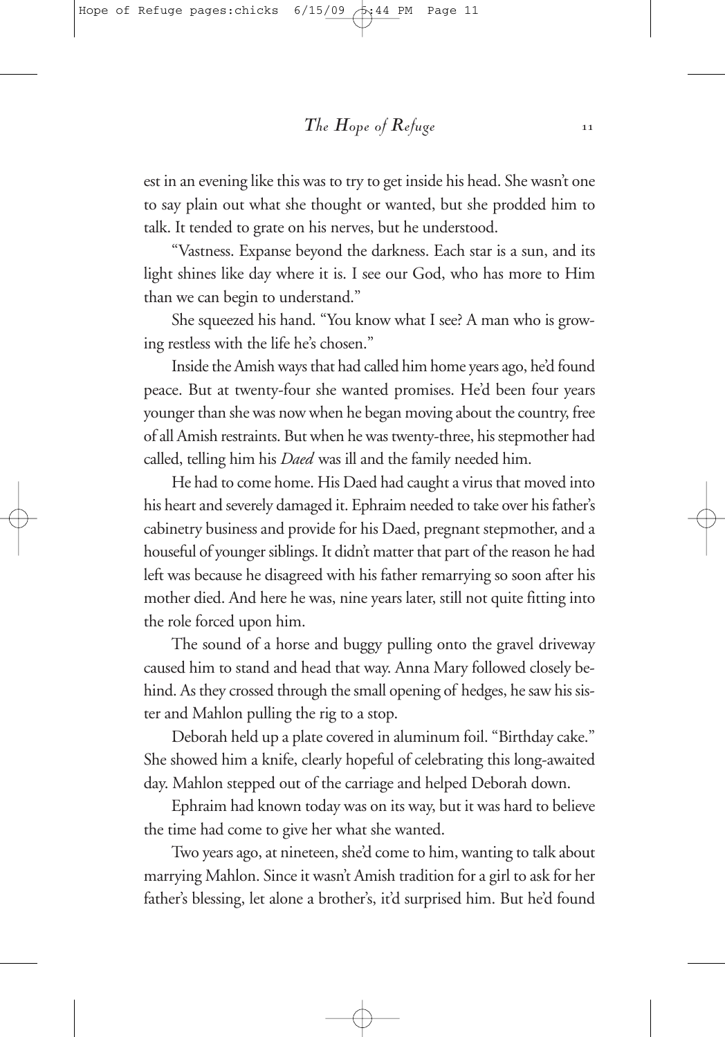est in an evening like this was to try to get inside his head. She wasn't one to say plain out what she thought or wanted, but she prodded him to talk. It tended to grate on his nerves, but he understood.

"Vastness. Expanse beyond the darkness. Each star is a sun, and its light shines like day where it is. I see our God, who has more to Him than we can begin to understand."

She squeezed his hand. "You know what I see? A man who is growing restless with the life he's chosen."

Inside the Amish ways that had called him home years ago, he'd found peace. But at twenty-four she wanted promises. He'd been four years younger than she was now when he began moving about the country, free of all Amish restraints. But when he was twenty-three, his stepmother had called, telling him his *Daed* was ill and the family needed him.

He had to come home. His Daed had caught a virus that moved into his heart and severely damaged it. Ephraim needed to take over his father's cabinetry business and provide for his Daed, pregnant stepmother, and a houseful of younger siblings. It didn't matter that part of the reason he had left was because he disagreed with his father remarrying so soon after his mother died. And here he was, nine years later, still not quite fitting into the role forced upon him.

The sound of a horse and buggy pulling onto the gravel driveway caused him to stand and head that way. Anna Mary followed closely behind. As they crossed through the small opening of hedges, he saw his sister and Mahlon pulling the rig to a stop.

Deborah held up a plate covered in aluminum foil. "Birthday cake." She showed him a knife, clearly hopeful of celebrating this long-awaited day. Mahlon stepped out of the carriage and helped Deborah down.

Ephraim had known today was on its way, but it was hard to believe the time had come to give her what she wanted.

Two years ago, at nineteen, she'd come to him, wanting to talk about marrying Mahlon. Since it wasn't Amish tradition for a girl to ask for her father's blessing, let alone a brother's, it'd surprised him. But he'd found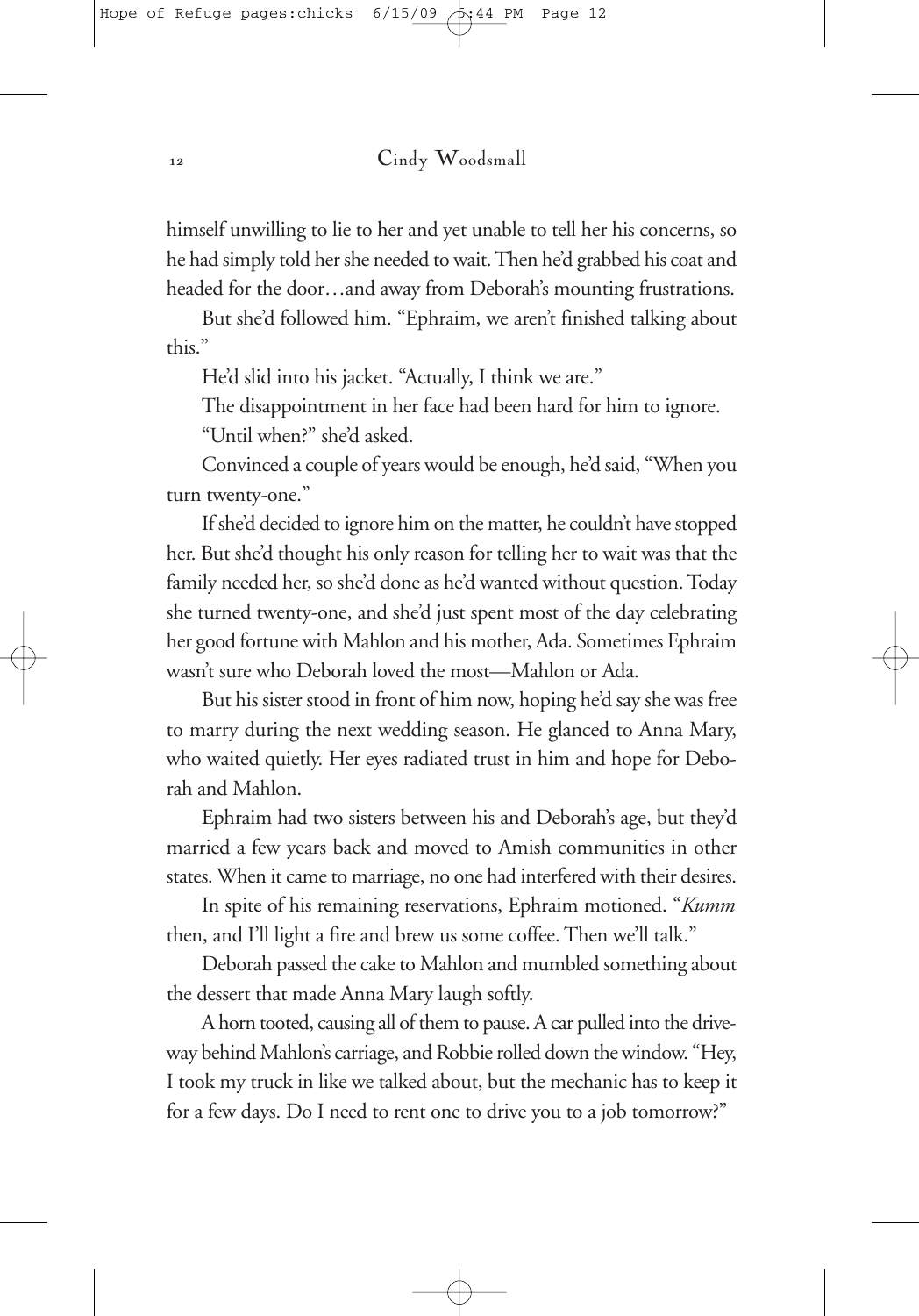himself unwilling to lie to her and yet unable to tell her his concerns, so he had simply told her she needed to wait. Then he'd grabbed his coat and headed for the door…and away from Deborah's mounting frustrations.

But she'd followed him. "Ephraim, we aren't finished talking about this."

He'd slid into his jacket. "Actually, I think we are."

The disappointment in her face had been hard for him to ignore.

"Until when?" she'd asked.

Convinced a couple of years would be enough, he'd said, "When you turn twenty-one."

If she'd decided to ignore him on the matter, he couldn't have stopped her. But she'd thought his only reason for telling her to wait was that the family needed her, so she'd done as he'd wanted without question. Today she turned twenty-one, and she'd just spent most of the day celebrating her good fortune with Mahlon and his mother, Ada. Sometimes Ephraim wasn't sure who Deborah loved the most—Mahlon or Ada.

But his sister stood in front of him now, hoping he'd say she was free to marry during the next wedding season. He glanced to Anna Mary, who waited quietly. Her eyes radiated trust in him and hope for Deborah and Mahlon.

Ephraim had two sisters between his and Deborah's age, but they'd married a few years back and moved to Amish communities in other states. When it came to marriage, no one had interfered with their desires.

In spite of his remaining reservations, Ephraim motioned. "*Kumm* then, and I'll light a fire and brew us some coffee. Then we'll talk."

Deborah passed the cake to Mahlon and mumbled something about the dessert that made Anna Mary laugh softly.

A horn tooted, causing all of them to pause. A car pulled into the driveway behind Mahlon's carriage, and Robbie rolled down the window. "Hey, I took my truck in like we talked about, but the mechanic has to keep it for a few days. Do I need to rent one to drive you to a job tomorrow?"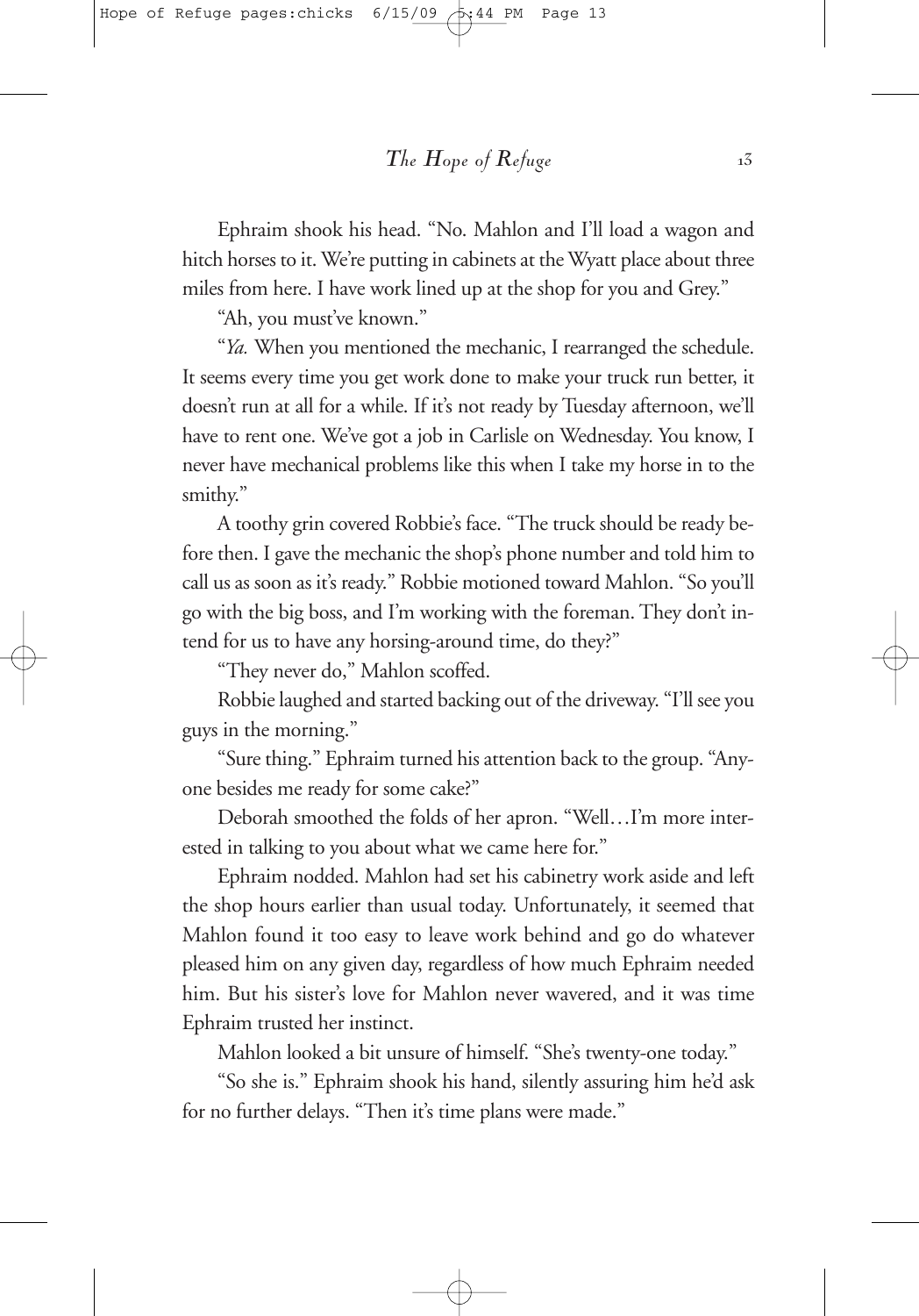Ephraim shook his head. "No. Mahlon and I'll load a wagon and hitch horses to it. We're putting in cabinets at the Wyatt place about three miles from here. I have work lined up at the shop for you and Grey."

"Ah, you must've known."

"*Ya.* When you mentioned the mechanic, I rearranged the schedule. It seems every time you get work done to make your truck run better, it doesn't run at all for a while. If it's not ready by Tuesday afternoon, we'll have to rent one. We've got a job in Carlisle on Wednesday. You know, I never have mechanical problems like this when I take my horse in to the smithy."

A toothy grin covered Robbie's face. "The truck should be ready before then. I gave the mechanic the shop's phone number and told him to call us as soon as it's ready." Robbie motioned toward Mahlon. "So you'll go with the big boss, and I'm working with the foreman. They don't intend for us to have any horsing-around time, do they?"

"They never do," Mahlon scoffed.

Robbie laughed and started backing out of the driveway. "I'll see you guys in the morning."

"Sure thing." Ephraim turned his attention back to the group. "Anyone besides me ready for some cake?"

Deborah smoothed the folds of her apron. "Well…I'm more interested in talking to you about what we came here for."

Ephraim nodded. Mahlon had set his cabinetry work aside and left the shop hours earlier than usual today. Unfortunately, it seemed that Mahlon found it too easy to leave work behind and go do whatever pleased him on any given day, regardless of how much Ephraim needed him. But his sister's love for Mahlon never wavered, and it was time Ephraim trusted her instinct.

Mahlon looked a bit unsure of himself. "She's twenty-one today."

"So she is." Ephraim shook his hand, silently assuring him he'd ask for no further delays. "Then it's time plans were made."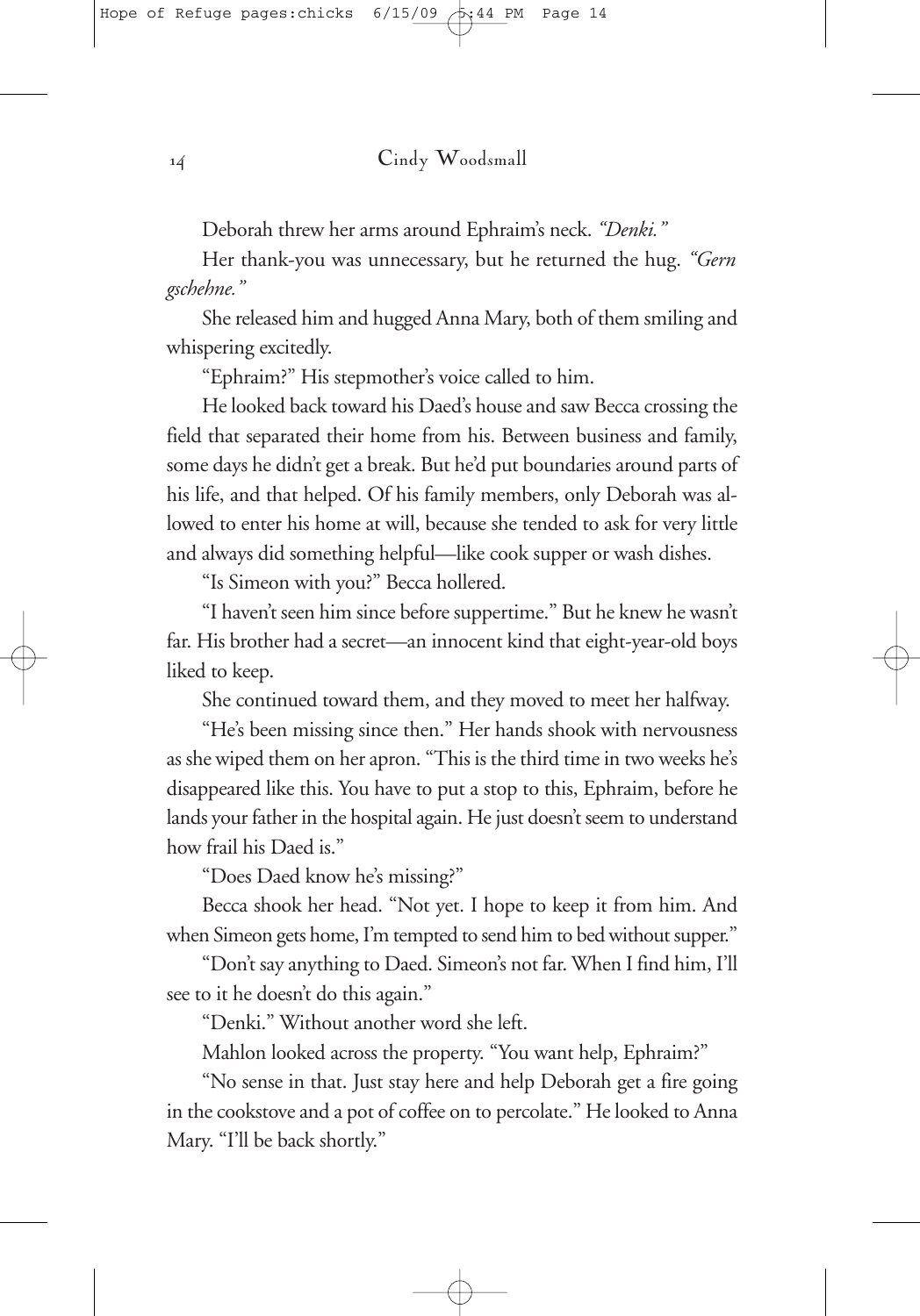Deborah threw her arms around Ephraim's neck. *"Denki."*

Her thank-you was unnecessary, but he returned the hug. *"Gern gschehne."*

She released him and hugged Anna Mary, both of them smiling and whispering excitedly.

"Ephraim?" His stepmother's voice called to him.

He looked back toward his Daed's house and saw Becca crossing the field that separated their home from his. Between business and family, some days he didn't get a break. But he'd put boundaries around parts of his life, and that helped. Of his family members, only Deborah was allowed to enter his home at will, because she tended to ask for very little and always did something helpful—like cook supper or wash dishes.

"Is Simeon with you?" Becca hollered.

"I haven't seen him since before suppertime." But he knew he wasn't far. His brother had a secret—an innocent kind that eight-year-old boys liked to keep.

She continued toward them, and they moved to meet her halfway.

"He's been missing since then." Her hands shook with nervousness as she wiped them on her apron. "This is the third time in two weeks he's disappeared like this. You have to put a stop to this, Ephraim, before he lands your father in the hospital again. He just doesn't seem to understand how frail his Daed is."

"Does Daed know he's missing?"

Becca shook her head. "Not yet. I hope to keep it from him. And when Simeon gets home, I'm tempted to send him to bed without supper."

"Don't say anything to Daed. Simeon's not far. When I find him, I'll see to it he doesn't do this again."

"Denki." Without another word she left.

Mahlon looked across the property. "You want help, Ephraim?"

"No sense in that. Just stay here and help Deborah get a fire going in the cookstove and a pot of coffee on to percolate." He looked to Anna Mary. "I'll be back shortly."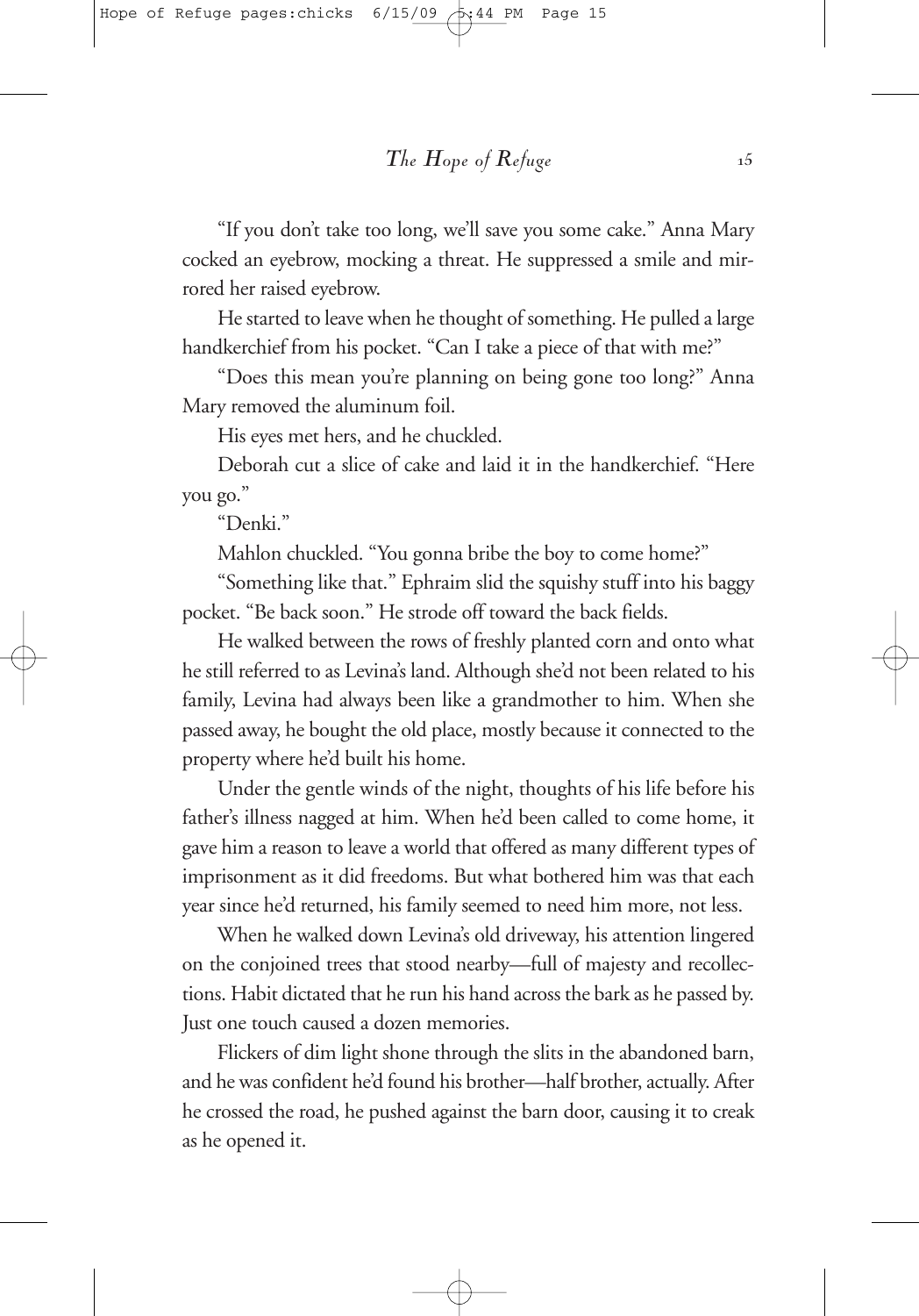"If you don't take too long, we'll save you some cake." Anna Mary cocked an eyebrow, mocking a threat. He suppressed a smile and mirrored her raised eyebrow.

He started to leave when he thought of something. He pulled a large handkerchief from his pocket. "Can I take a piece of that with me?"

"Does this mean you're planning on being gone too long?" Anna Mary removed the aluminum foil.

His eyes met hers, and he chuckled.

Deborah cut a slice of cake and laid it in the handkerchief. "Here you go."

"Denki."

Mahlon chuckled. "You gonna bribe the boy to come home?"

"Something like that." Ephraim slid the squishy stuff into his baggy pocket. "Be back soon." He strode off toward the back fields.

He walked between the rows of freshly planted corn and onto what he still referred to as Levina's land. Although she'd not been related to his family, Levina had always been like a grandmother to him. When she passed away, he bought the old place, mostly because it connected to the property where he'd built his home.

Under the gentle winds of the night, thoughts of his life before his father's illness nagged at him. When he'd been called to come home, it gave him a reason to leave a world that offered as many different types of imprisonment as it did freedoms. But what bothered him was that each year since he'd returned, his family seemed to need him more, not less.

When he walked down Levina's old driveway, his attention lingered on the conjoined trees that stood nearby—full of majesty and recollections. Habit dictated that he run his hand across the bark as he passed by. Just one touch caused a dozen memories.

Flickers of dim light shone through the slits in the abandoned barn, and he was confident he'd found his brother—half brother, actually. After he crossed the road, he pushed against the barn door, causing it to creak as he opened it.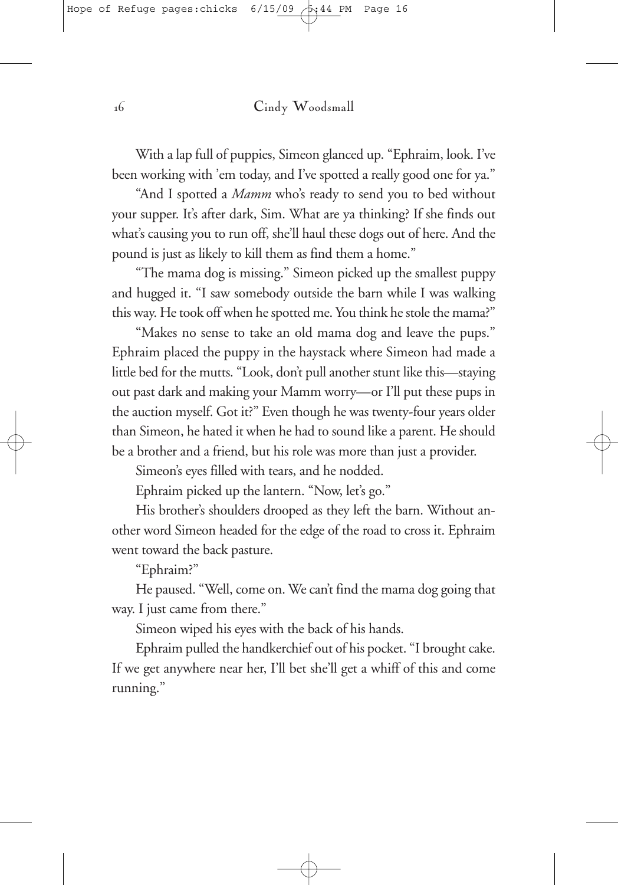With a lap full of puppies, Simeon glanced up. "Ephraim, look. I've been working with 'em today, and I've spotted a really good one for ya."

"And I spotted a *Mamm* who's ready to send you to bed without your supper. It's after dark, Sim. What are ya thinking? If she finds out what's causing you to run off, she'll haul these dogs out of here. And the pound is just as likely to kill them as find them a home."

"The mama dog is missing." Simeon picked up the smallest puppy and hugged it. "I saw somebody outside the barn while I was walking this way. He took off when he spotted me. You think he stole the mama?"

"Makes no sense to take an old mama dog and leave the pups." Ephraim placed the puppy in the haystack where Simeon had made a little bed for the mutts. "Look, don't pull another stunt like this—staying out past dark and making your Mamm worry—or I'll put these pups in the auction myself. Got it?" Even though he was twenty-four years older than Simeon, he hated it when he had to sound like a parent. He should be a brother and a friend, but his role was more than just a provider.

Simeon's eyes filled with tears, and he nodded.

Ephraim picked up the lantern. "Now, let's go."

His brother's shoulders drooped as they left the barn. Without another word Simeon headed for the edge of the road to cross it. Ephraim went toward the back pasture.

"Ephraim?"

He paused. "Well, come on. We can't find the mama dog going that way. I just came from there."

Simeon wiped his eyes with the back of his hands.

Ephraim pulled the handkerchief out of his pocket. "I brought cake. If we get anywhere near her, I'll bet she'll get a whiff of this and come running."